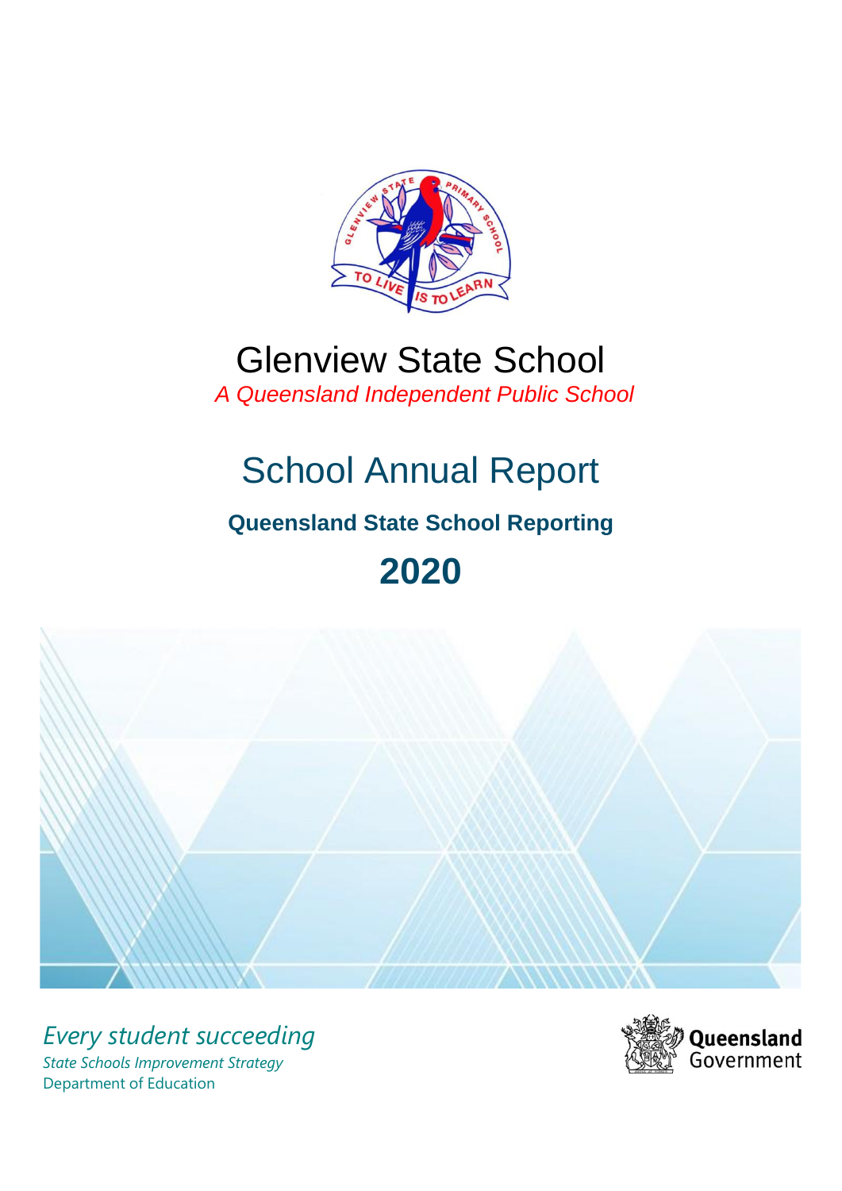# Glenview State School

*A Queensland Independent Public School*

## School Annual Report

### Queensland State School Reporting

## 2020

*Every student succeeding*

*State Schools Improvement Strategy*

Department of Education

Queensland Government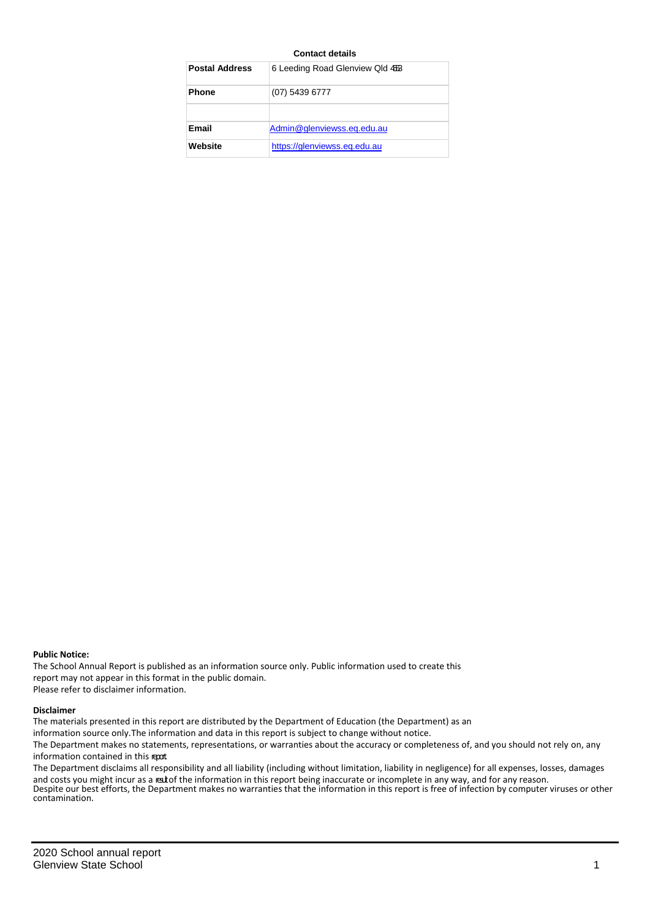**Contact details**

| | |
|---|---|
| **Postal Address** | 6 Leeding Road Glenview Qld 4553 |
| **Phone** | (07) 5439 6777 |
| | |
| **Email** | Admin@glenviewss.eq.edu.au |
| **Website** | https://glenviewss.eq.edu.au |

**Public Notice:**

The School Annual Report is published as an information source only. Public information used to create this report may not appear in this format in the public domain.
Please refer to disclaimer information.

**Disclaimer**

The materials presented in this report are distributed by the Department of Education (the Department) as an information source only.The information and data in this report is subject to change without notice.

The Department makes no statements, representations, or warranties about the accuracy or completeness of, and you should not rely on, any information contained in this report.

The Department disclaims all responsibility and all liability (including without limitation, liability in negligence) for all expenses, losses, damages and costs you might incur as a result of the information in this report being inaccurate or incomplete in any way, and for any reason.
Despite our best efforts, the Department makes no warranties that the information in this report is free of infection by computer viruses or other contamination.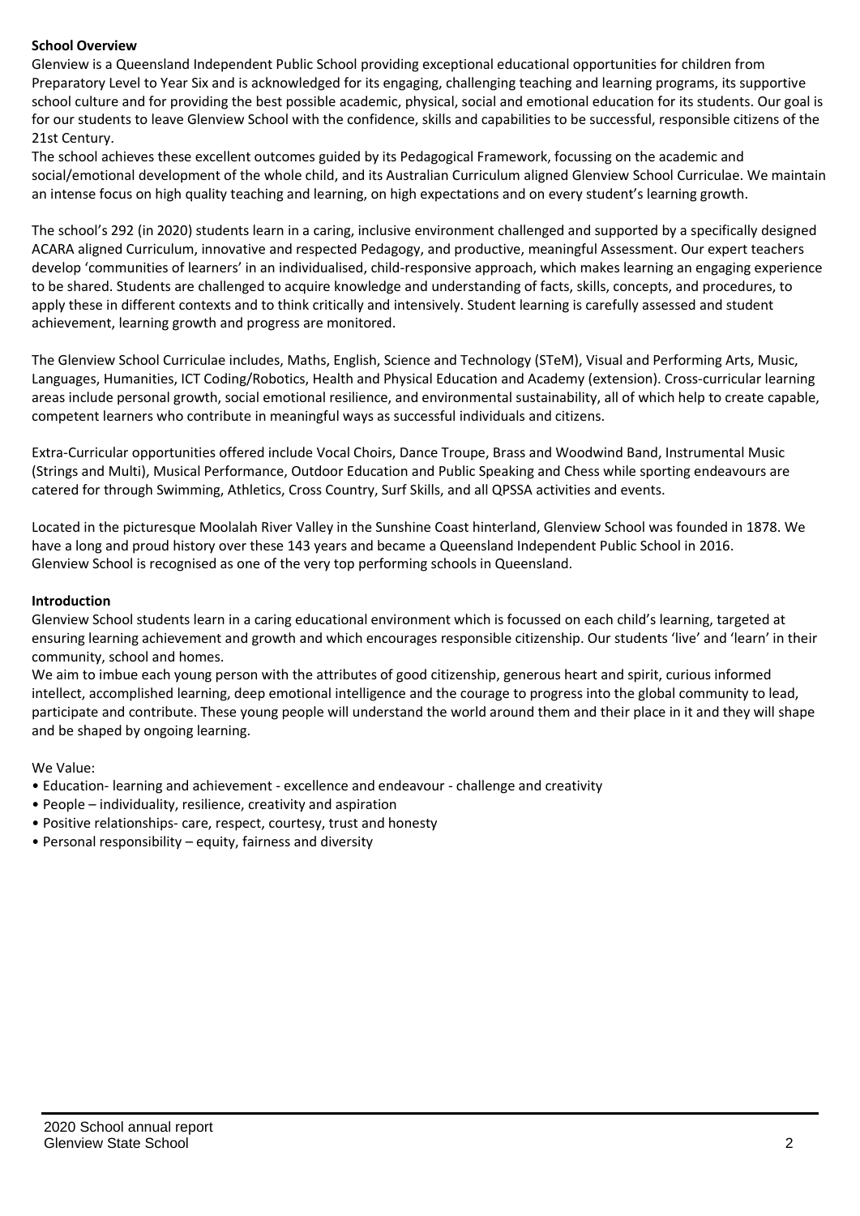**School Overview**

Glenview is a Queensland Independent Public School providing exceptional educational opportunities for children from Preparatory Level to Year Six and is acknowledged for its engaging, challenging teaching and learning programs, its supportive school culture and for providing the best possible academic, physical, social and emotional education for its students. Our goal is for our students to leave Glenview School with the confidence, skills and capabilities to be successful, responsible citizens of the 21st Century.

The school achieves these excellent outcomes guided by its Pedagogical Framework, focussing on the academic and social/emotional development of the whole child, and its Australian Curriculum aligned Glenview School Curriculae. We maintain an intense focus on high quality teaching and learning, on high expectations and on every student's learning growth.

The school's 292 (in 2020) students learn in a caring, inclusive environment challenged and supported by a specifically designed ACARA aligned Curriculum, innovative and respected Pedagogy, and productive, meaningful Assessment. Our expert teachers develop 'communities of learners' in an individualised, child-responsive approach, which makes learning an engaging experience to be shared. Students are challenged to acquire knowledge and understanding of facts, skills, concepts, and procedures, to apply these in different contexts and to think critically and intensively. Student learning is carefully assessed and student achievement, learning growth and progress are monitored.

The Glenview School Curriculae includes, Maths, English, Science and Technology (STeM), Visual and Performing Arts, Music, Languages, Humanities, ICT Coding/Robotics, Health and Physical Education and Academy (extension). Cross-curricular learning areas include personal growth, social emotional resilience, and environmental sustainability, all of which help to create capable, competent learners who contribute in meaningful ways as successful individuals and citizens.

Extra-Curricular opportunities offered include Vocal Choirs, Dance Troupe, Brass and Woodwind Band, Instrumental Music (Strings and Multi), Musical Performance, Outdoor Education and Public Speaking and Chess while sporting endeavours are catered for through Swimming, Athletics, Cross Country, Surf Skills, and all QPSSA activities and events.

Located in the picturesque Moolalah River Valley in the Sunshine Coast hinterland, Glenview School was founded in 1878. We have a long and proud history over these 143 years and became a Queensland Independent Public School in 2016. Glenview School is recognised as one of the very top performing schools in Queensland.

**Introduction**

Glenview School students learn in a caring educational environment which is focussed on each child's learning, targeted at ensuring learning achievement and growth and which encourages responsible citizenship. Our students 'live' and 'learn' in their community, school and homes.

We aim to imbue each young person with the attributes of good citizenship, generous heart and spirit, curious informed intellect, accomplished learning, deep emotional intelligence and the courage to progress into the global community to lead, participate and contribute. These young people will understand the world around them and their place in it and they will shape and be shaped by ongoing learning.

We Value:

- Education- learning and achievement - excellence and endeavour - challenge and creativity
- People – individuality, resilience, creativity and aspiration
- Positive relationships- care, respect, courtesy, trust and honesty
- Personal responsibility – equity, fairness and diversity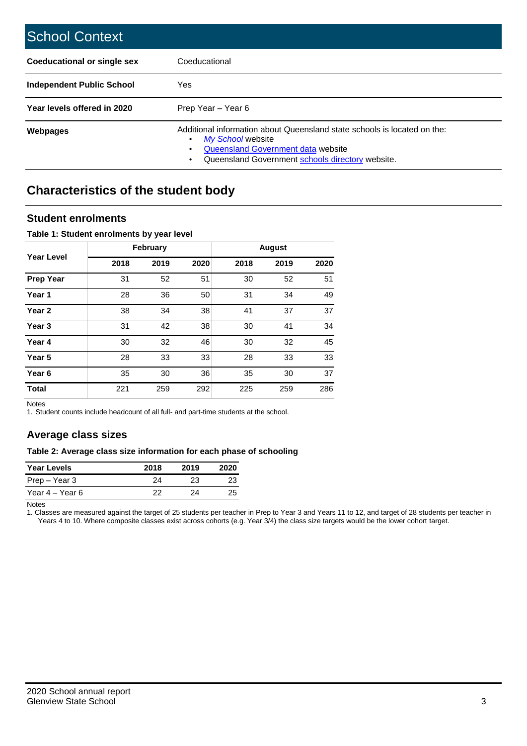## School Context

| | |
|---|---|
| **Coeducational or single sex** | Coeducational |
| **Independent Public School** | Yes |
| **Year levels offered in 2020** | Prep Year – Year 6 |
| **Webpages** | Additional information about Queensland state schools is located on the: <br>• *My School* website <br>• Queensland Government data website <br>• Queensland Government schools directory website. |

## Characteristics of the student body

### Student enrolments

**Table 1: Student enrolments by year level**

| Year Level | February | | | August | | |
|---|---|---|---|---|---|---|
| | 2018 | 2019 | 2020 | 2018 | 2019 | 2020 |
| **Prep Year** | 31 | 52 | 51 | 30 | 52 | 51 |
| **Year 1** | 28 | 36 | 50 | 31 | 34 | 49 |
| **Year 2** | 38 | 34 | 38 | 41 | 37 | 37 |
| **Year 3** | 31 | 42 | 38 | 30 | 41 | 34 |
| **Year 4** | 30 | 32 | 46 | 30 | 32 | 45 |
| **Year 5** | 28 | 33 | 33 | 28 | 33 | 33 |
| **Year 6** | 35 | 30 | 36 | 35 | 30 | 37 |
| **Total** | 221 | 259 | 292 | 225 | 259 | 286 |

Notes

1. Student counts include headcount of all full- and part-time students at the school.

### Average class sizes

**Table 2: Average class size information for each phase of schooling**

| Year Levels | 2018 | 2019 | 2020 |
|---|---|---|---|
| Prep – Year 3 | 24 | 23 | 23 |
| Year 4 – Year 6 | 22 | 24 | 25 |

Notes

1. Classes are measured against the target of 25 students per teacher in Prep to Year 3 and Years 11 to 12, and target of 28 students per teacher in Years 4 to 10. Where composite classes exist across cohorts (e.g. Year 3/4) the class size targets would be the lower cohort target.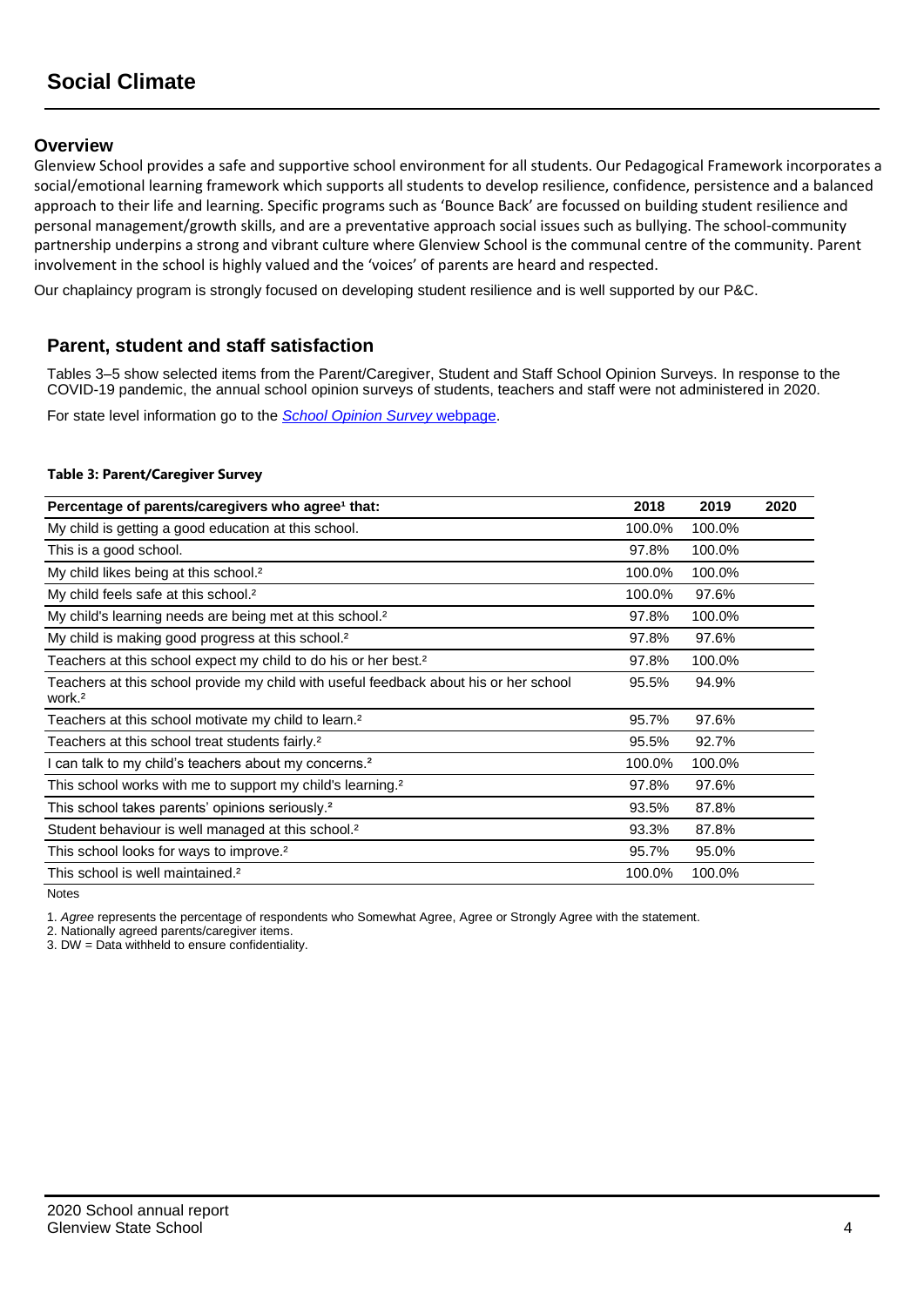# Social Climate

## Overview

Glenview School provides a safe and supportive school environment for all students. Our Pedagogical Framework incorporates a social/emotional learning framework which supports all students to develop resilience, confidence, persistence and a balanced approach to their life and learning. Specific programs such as 'Bounce Back' are focussed on building student resilience and personal management/growth skills, and are a preventative approach social issues such as bullying. The school-community partnership underpins a strong and vibrant culture where Glenview School is the communal centre of the community. Parent involvement in the school is highly valued and the 'voices' of parents are heard and respected.

Our chaplaincy program is strongly focused on developing student resilience and is well supported by our P&C.

## Parent, student and staff satisfaction

Tables 3–5 show selected items from the Parent/Caregiver, Student and Staff School Opinion Surveys. In response to the COVID-19 pandemic, the annual school opinion surveys of students, teachers and staff were not administered in 2020.

For state level information go to the *School Opinion Survey* webpage.

**Table 3: Parent/Caregiver Survey**

| Percentage of parents/caregivers who agree[1] that: | 2018 | 2019 | 2020 |
|---|---|---|---|
| My child is getting a good education at this school. | 100.0% | 100.0% | |
| This is a good school. | 97.8% | 100.0% | |
| My child likes being at this school.[2] | 100.0% | 100.0% | |
| My child feels safe at this school.[2] | 100.0% | 97.6% | |
| My child's learning needs are being met at this school.[2] | 97.8% | 100.0% | |
| My child is making good progress at this school.[2] | 97.8% | 97.6% | |
| Teachers at this school expect my child to do his or her best.[2] | 97.8% | 100.0% | |
| Teachers at this school provide my child with useful feedback about his or her school work.[2] | 95.5% | 94.9% | |
| Teachers at this school motivate my child to learn.[2] | 95.7% | 97.6% | |
| Teachers at this school treat students fairly.[2] | 95.5% | 92.7% | |
| I can talk to my child's teachers about my concerns.[2] | 100.0% | 100.0% | |
| This school works with me to support my child's learning.[2] | 97.8% | 97.6% | |
| This school takes parents' opinions seriously.[2] | 93.5% | 87.8% | |
| Student behaviour is well managed at this school.[2] | 93.3% | 87.8% | |
| This school looks for ways to improve.[2] | 95.7% | 95.0% | |
| This school is well maintained.[2] | 100.0% | 100.0% | |

Notes

1. *Agree* represents the percentage of respondents who Somewhat Agree, Agree or Strongly Agree with the statement.
2. Nationally agreed parents/caregiver items.
3. DW = Data withheld to ensure confidentiality.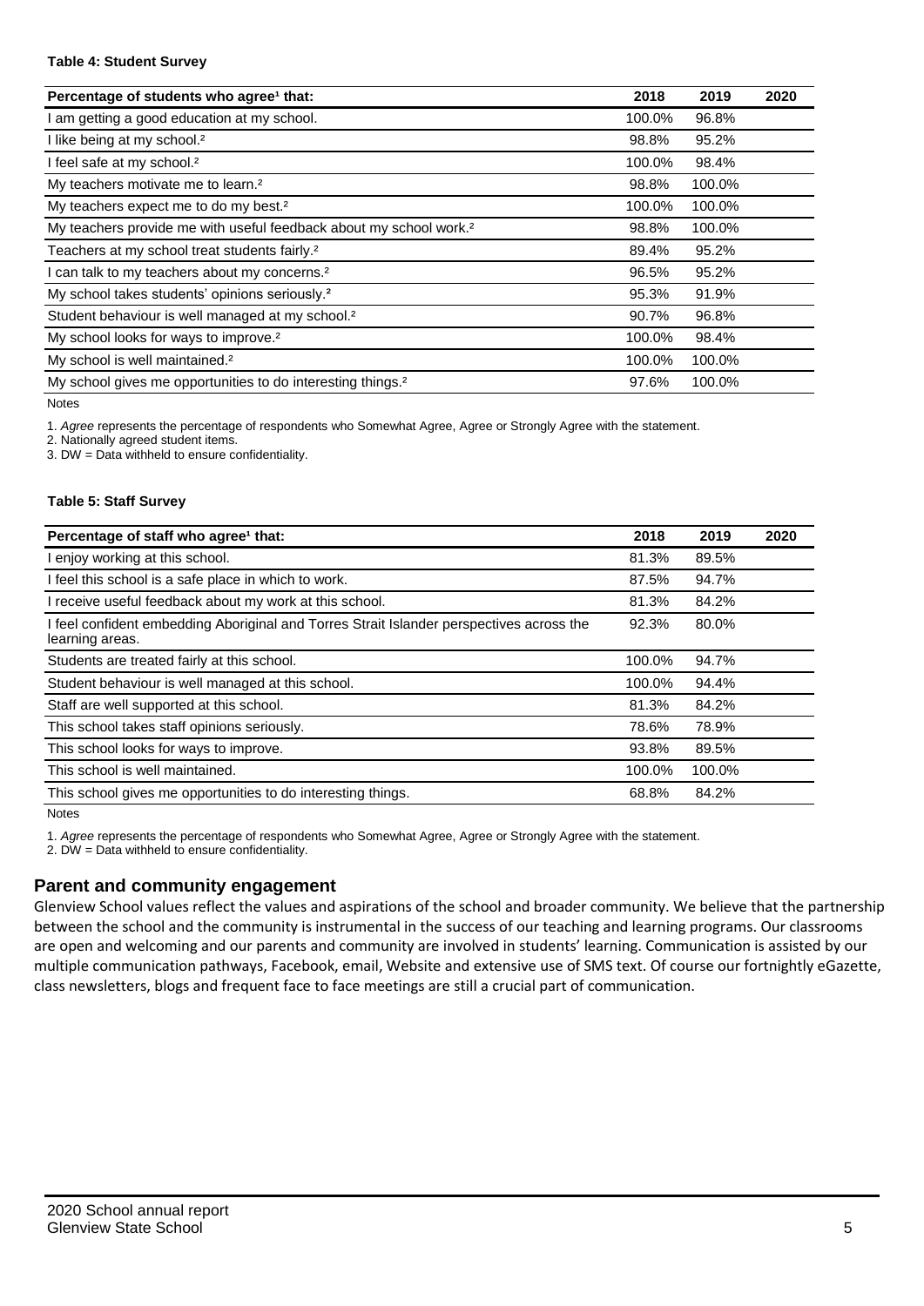**Table 4: Student Survey**

| Percentage of students who agree[1] that: | 2018 | 2019 | 2020 |
|---|---|---|---|
| I am getting a good education at my school. | 100.0% | 96.8% | |
| I like being at my school.[2] | 98.8% | 95.2% | |
| I feel safe at my school.[2] | 100.0% | 98.4% | |
| My teachers motivate me to learn.[2] | 98.8% | 100.0% | |
| My teachers expect me to do my best.[2] | 100.0% | 100.0% | |
| My teachers provide me with useful feedback about my school work.[2] | 98.8% | 100.0% | |
| Teachers at my school treat students fairly.[2] | 89.4% | 95.2% | |
| I can talk to my teachers about my concerns.[2] | 96.5% | 95.2% | |
| My school takes students' opinions seriously.[2] | 95.3% | 91.9% | |
| Student behaviour is well managed at my school.[2] | 90.7% | 96.8% | |
| My school looks for ways to improve.[2] | 100.0% | 98.4% | |
| My school is well maintained.[2] | 100.0% | 100.0% | |
| My school gives me opportunities to do interesting things.[2] | 97.6% | 100.0% | |

Notes

1. *Agree* represents the percentage of respondents who Somewhat Agree, Agree or Strongly Agree with the statement.
2. Nationally agreed student items.
3. DW = Data withheld to ensure confidentiality.

**Table 5: Staff Survey**

| Percentage of staff who agree[1] that: | 2018 | 2019 | 2020 |
|---|---|---|---|
| I enjoy working at this school. | 81.3% | 89.5% | |
| I feel this school is a safe place in which to work. | 87.5% | 94.7% | |
| I receive useful feedback about my work at this school. | 81.3% | 84.2% | |
| I feel confident embedding Aboriginal and Torres Strait Islander perspectives across the learning areas. | 92.3% | 80.0% | |
| Students are treated fairly at this school. | 100.0% | 94.7% | |
| Student behaviour is well managed at this school. | 100.0% | 94.4% | |
| Staff are well supported at this school. | 81.3% | 84.2% | |
| This school takes staff opinions seriously. | 78.6% | 78.9% | |
| This school looks for ways to improve. | 93.8% | 89.5% | |
| This school is well maintained. | 100.0% | 100.0% | |
| This school gives me opportunities to do interesting things. | 68.8% | 84.2% | |

Notes

1. *Agree* represents the percentage of respondents who Somewhat Agree, Agree or Strongly Agree with the statement.
2. DW = Data withheld to ensure confidentiality.

## Parent and community engagement

Glenview School values reflect the values and aspirations of the school and broader community. We believe that the partnership between the school and the community is instrumental in the success of our teaching and learning programs. Our classrooms are open and welcoming and our parents and community are involved in students' learning. Communication is assisted by our multiple communication pathways, Facebook, email, Website and extensive use of SMS text. Of course our fortnightly eGazette, class newsletters, blogs and frequent face to face meetings are still a crucial part of communication.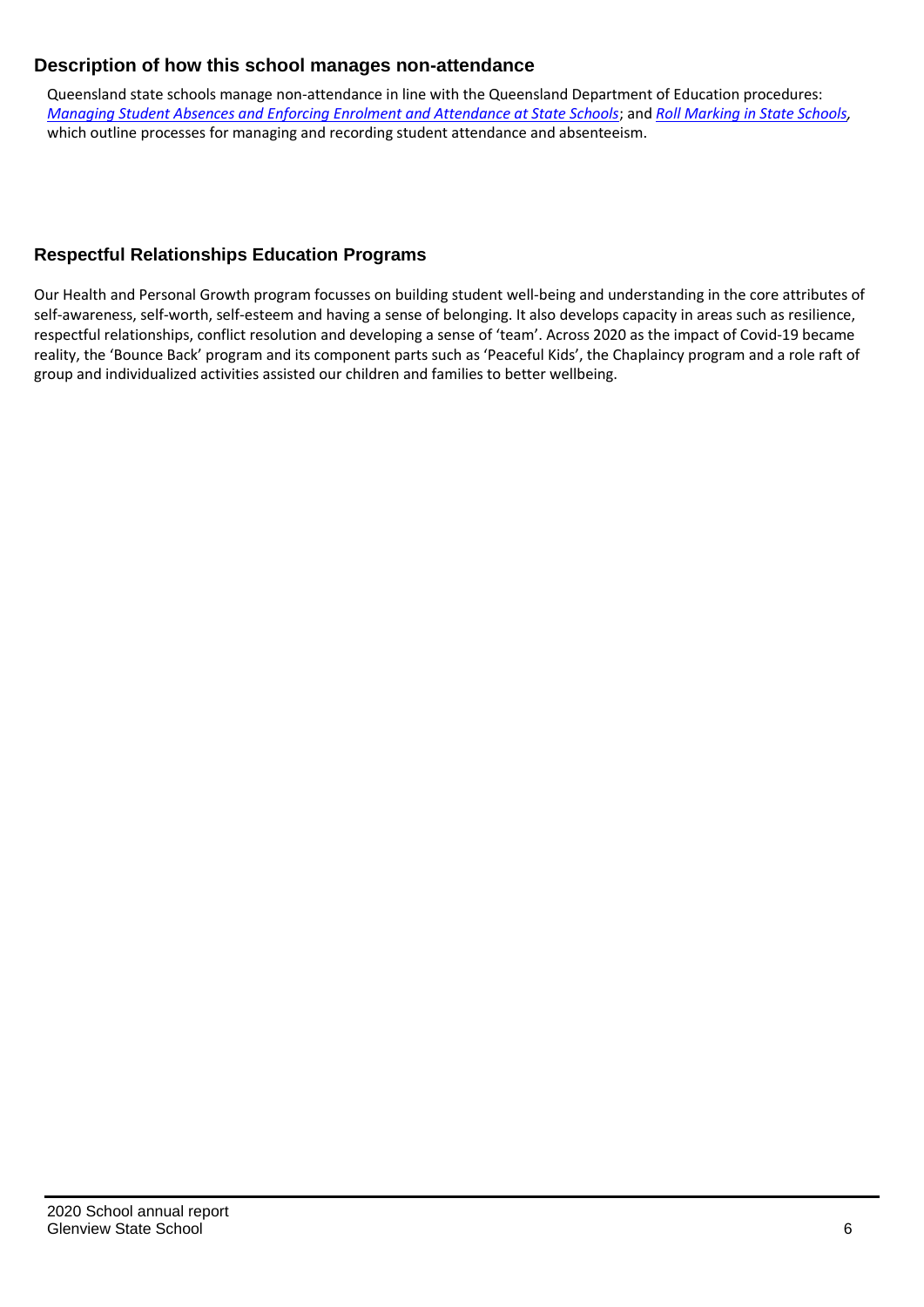## Description of how this school manages non-attendance

Queensland state schools manage non-attendance in line with the Queensland Department of Education procedures: *Managing Student Absences and Enforcing Enrolment and Attendance at State Schools*; and *Roll Marking in State Schools*, which outline processes for managing and recording student attendance and absenteeism.

## Respectful Relationships Education Programs

Our Health and Personal Growth program focusses on building student well-being and understanding in the core attributes of self-awareness, self-worth, self-esteem and having a sense of belonging. It also develops capacity in areas such as resilience, respectful relationships, conflict resolution and developing a sense of 'team'. Across 2020 as the impact of Covid-19 became reality, the 'Bounce Back' program and its component parts such as 'Peaceful Kids', the Chaplaincy program and a role raft of group and individualized activities assisted our children and families to better wellbeing.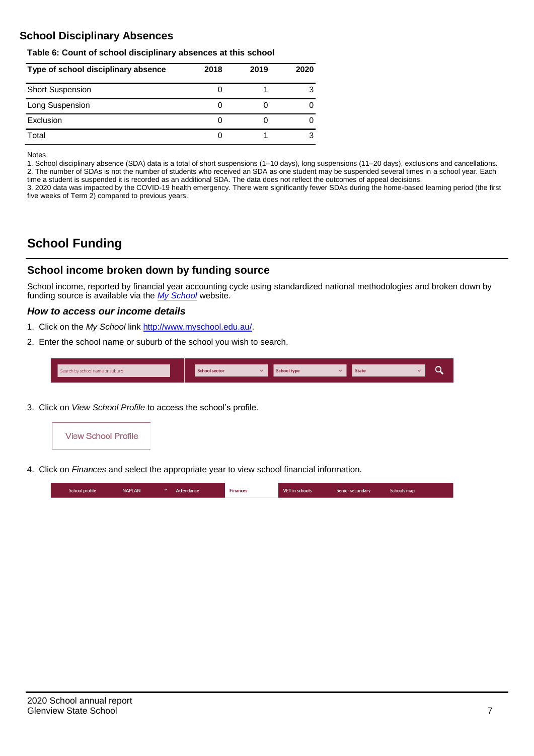## School Disciplinary Absences

**Table 6: Count of school disciplinary absences at this school**

| Type of school disciplinary absence | 2018 | 2019 | 2020 |
|---|---|---|---|
| Short Suspension | 0 | 1 | 3 |
| Long Suspension | 0 | 0 | 0 |
| Exclusion | 0 | 0 | 0 |
| Total | 0 | 1 | 3 |

Notes

1. School disciplinary absence (SDA) data is a total of short suspensions (1–10 days), long suspensions (11–20 days), exclusions and cancellations.
2. The number of SDAs is not the number of students who received an SDA as one student may be suspended several times in a school year. Each time a student is suspended it is recorded as an additional SDA. The data does not reflect the outcomes of appeal decisions.
3. 2020 data was impacted by the COVID-19 health emergency. There were significantly fewer SDAs during the home-based learning period (the first five weeks of Term 2) compared to previous years.

# School Funding

## School income broken down by funding source

School income, reported by financial year accounting cycle using standardized national methodologies and broken down by funding source is available via the *My School* website.

### *How to access our income details*

1. Click on the *My School* link http://www.myschool.edu.au/.
2. Enter the school name or suburb of the school you wish to search.

   Search by school name or suburb | School sector | School type | State

3. Click on *View School Profile* to access the school's profile.

   View School Profile

4. Click on *Finances* and select the appropriate year to view school financial information.

   School profile | NAPLAN | Attendance | Finances | VET in schools | Senior secondary | Schools map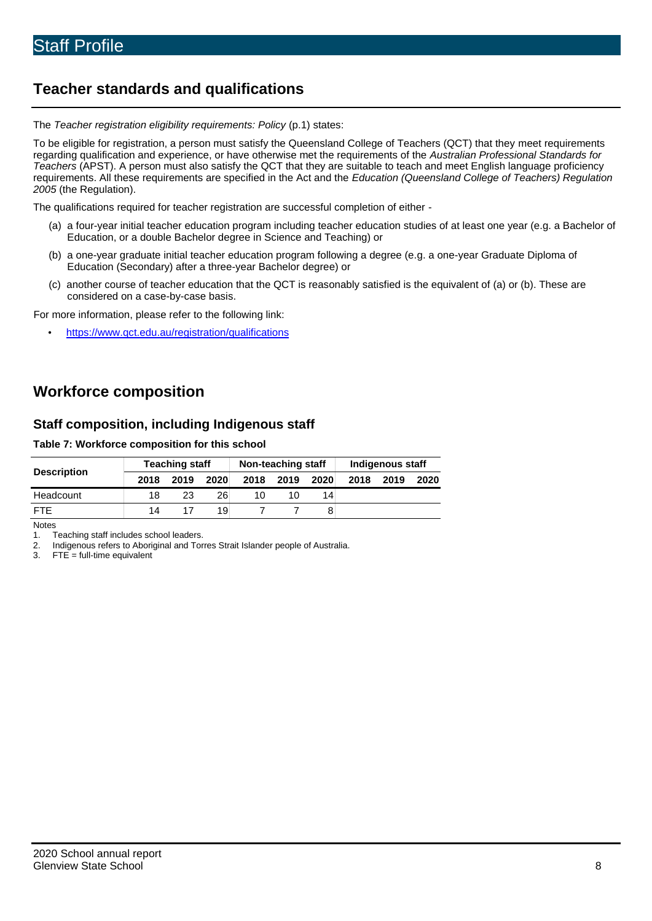# Staff Profile

## Teacher standards and qualifications

The *Teacher registration eligibility requirements: Policy* (p.1) states:

To be eligible for registration, a person must satisfy the Queensland College of Teachers (QCT) that they meet requirements regarding qualification and experience, or have otherwise met the requirements of the *Australian Professional Standards for Teachers* (APST). A person must also satisfy the QCT that they are suitable to teach and meet English language proficiency requirements. All these requirements are specified in the Act and the *Education (Queensland College of Teachers) Regulation 2005* (the Regulation).

The qualifications required for teacher registration are successful completion of either -

(a) a four-year initial teacher education program including teacher education studies of at least one year (e.g. a Bachelor of Education, or a double Bachelor degree in Science and Teaching) or

(b) a one-year graduate initial teacher education program following a degree (e.g. a one-year Graduate Diploma of Education (Secondary) after a three-year Bachelor degree) or

(c) another course of teacher education that the QCT is reasonably satisfied is the equivalent of (a) or (b). These are considered on a case-by-case basis.

For more information, please refer to the following link:

- https://www.qct.edu.au/registration/qualifications

## Workforce composition

### Staff composition, including Indigenous staff

**Table 7: Workforce composition for this school**

| Description | Teaching staff | | | Non-teaching staff | | | Indigenous staff | | |
|---|---|---|---|---|---|---|---|---|---|
| | 2018 | 2019 | 2020 | 2018 | 2019 | 2020 | 2018 | 2019 | 2020 |
| Headcount | 18 | 23 | 26 | 10 | 10 | 14 | | | |
| FTE | 14 | 17 | 19 | 7 | 7 | 8 | | | |

Notes

1. Teaching staff includes school leaders.
2. Indigenous refers to Aboriginal and Torres Strait Islander people of Australia.
3. FTE = full-time equivalent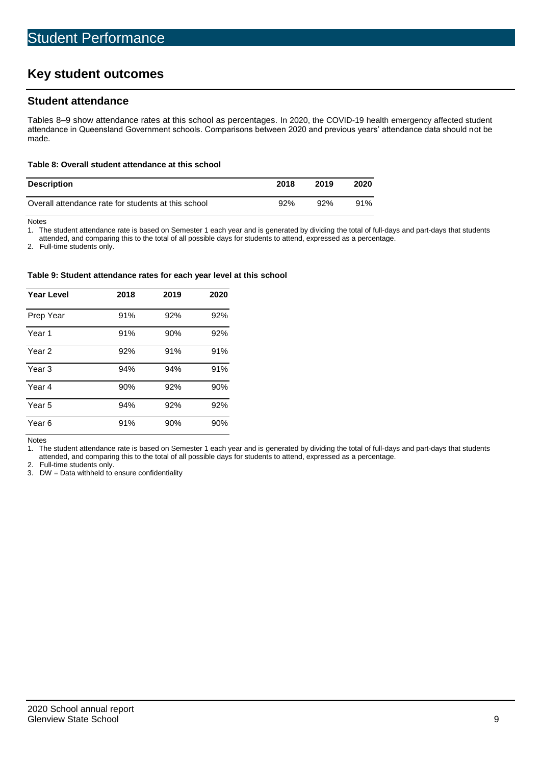# Student Performance

## Key student outcomes

### Student attendance

Tables 8–9 show attendance rates at this school as percentages. In 2020, the COVID-19 health emergency affected student attendance in Queensland Government schools. Comparisons between 2020 and previous years' attendance data should not be made.

**Table 8: Overall student attendance at this school**

| Description | 2018 | 2019 | 2020 |
|---|---|---|---|
| Overall attendance rate for students at this school | 92% | 92% | 91% |

Notes

1. The student attendance rate is based on Semester 1 each year and is generated by dividing the total of full-days and part-days that students attended, and comparing this to the total of all possible days for students to attend, expressed as a percentage.
2. Full-time students only.

**Table 9: Student attendance rates for each year level at this school**

| Year Level | 2018 | 2019 | 2020 |
|---|---|---|---|
| Prep Year | 91% | 92% | 92% |
| Year 1 | 91% | 90% | 92% |
| Year 2 | 92% | 91% | 91% |
| Year 3 | 94% | 94% | 91% |
| Year 4 | 90% | 92% | 90% |
| Year 5 | 94% | 92% | 92% |
| Year 6 | 91% | 90% | 90% |

Notes

1. The student attendance rate is based on Semester 1 each year and is generated by dividing the total of full-days and part-days that students attended, and comparing this to the total of all possible days for students to attend, expressed as a percentage.
2. Full-time students only.
3. DW = Data withheld to ensure confidentiality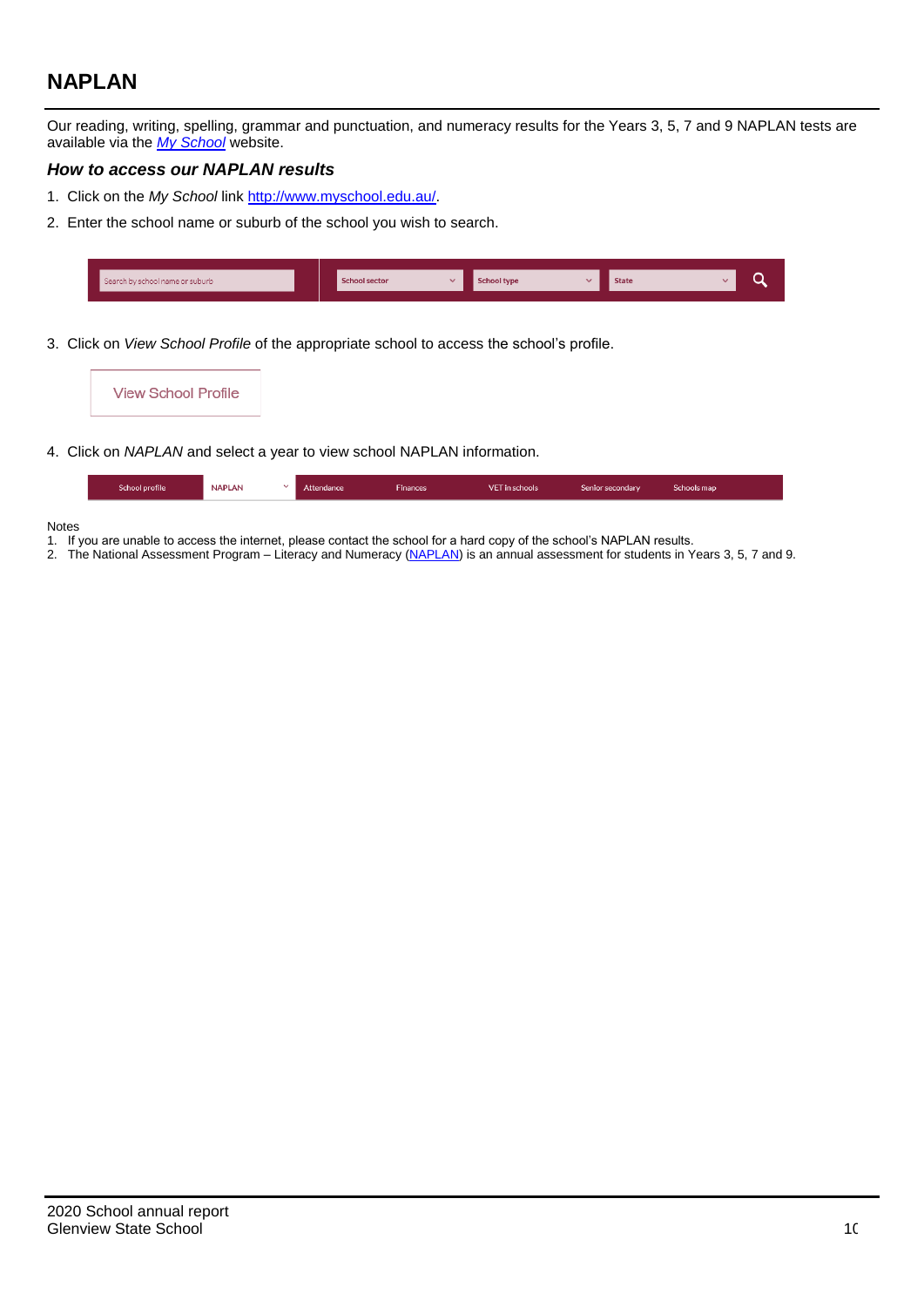## NAPLAN

Our reading, writing, spelling, grammar and punctuation, and numeracy results for the Years 3, 5, 7 and 9 NAPLAN tests are available via the *My School* website.

### *How to access our NAPLAN results*

1. Click on the *My School* link http://www.myschool.edu.au/.
2. Enter the school name or suburb of the school you wish to search.

Search by school name or suburb | School sector | School type | State

3. Click on *View School Profile* of the appropriate school to access the school's profile.

View School Profile

4. Click on *NAPLAN* and select a year to view school NAPLAN information.

School profile | NAPLAN | Attendance | Finances | VET in schools | Senior secondary | Schools map

Notes
1. If you are unable to access the internet, please contact the school for a hard copy of the school's NAPLAN results.
2. The National Assessment Program – Literacy and Numeracy (NAPLAN) is an annual assessment for students in Years 3, 5, 7 and 9.